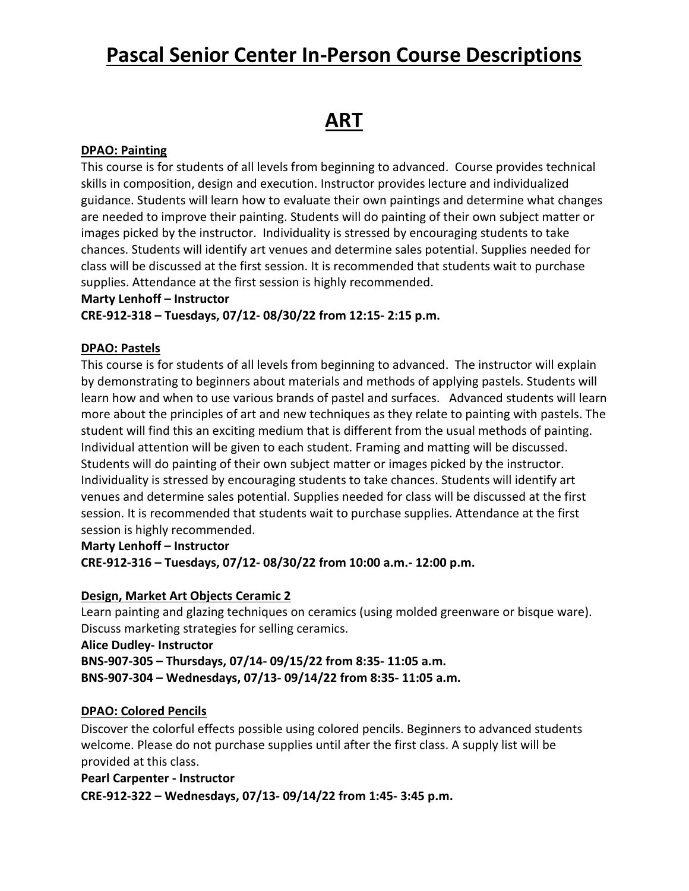# Pascal Senior Center In-Person Course Descriptions

## ART

### DPAO: Painting

This course is for students of all levels from beginning to advanced. Course provides technical skills in composition, design and execution. Instructor provides lecture and individualized guidance. Students will learn how to evaluate their own paintings and determine what changes are needed to improve their painting. Students will do painting of their own subject matter or images picked by the instructor. Individuality is stressed by encouraging students to take chances. Students will identify art venues and determine sales potential. Supplies needed for class will be discussed at the first session. It is recommended that students wait to purchase supplies. Attendance at the first session is highly recommended.

**Marty Lenhoff – Instructor**

**CRE-912-318 – Tuesdays, 07/12- 08/30/22 from 12:15- 2:15 p.m.**

### DPAO: Pastels

This course is for students of all levels from beginning to advanced. The instructor will explain by demonstrating to beginners about materials and methods of applying pastels. Students will learn how and when to use various brands of pastel and surfaces. Advanced students will learn more about the principles of art and new techniques as they relate to painting with pastels. The student will find this an exciting medium that is different from the usual methods of painting. Individual attention will be given to each student. Framing and matting will be discussed. Students will do painting of their own subject matter or images picked by the instructor. Individuality is stressed by encouraging students to take chances. Students will identify art venues and determine sales potential. Supplies needed for class will be discussed at the first session. It is recommended that students wait to purchase supplies. Attendance at the first session is highly recommended.

**Marty Lenhoff – Instructor**

**CRE-912-316 – Tuesdays, 07/12- 08/30/22 from 10:00 a.m.- 12:00 p.m.**

### Design, Market Art Objects Ceramic 2

Learn painting and glazing techniques on ceramics (using molded greenware or bisque ware). Discuss marketing strategies for selling ceramics.

**Alice Dudley- Instructor**

**BNS-907-305 – Thursdays, 07/14- 09/15/22 from 8:35- 11:05 a.m.**

**BNS-907-304 – Wednesdays, 07/13- 09/14/22 from 8:35- 11:05 a.m.**

### DPAO: Colored Pencils

Discover the colorful effects possible using colored pencils. Beginners to advanced students welcome. Please do not purchase supplies until after the first class. A supply list will be provided at this class.

**Pearl Carpenter - Instructor**

**CRE-912-322 – Wednesdays, 07/13- 09/14/22 from 1:45- 3:45 p.m.**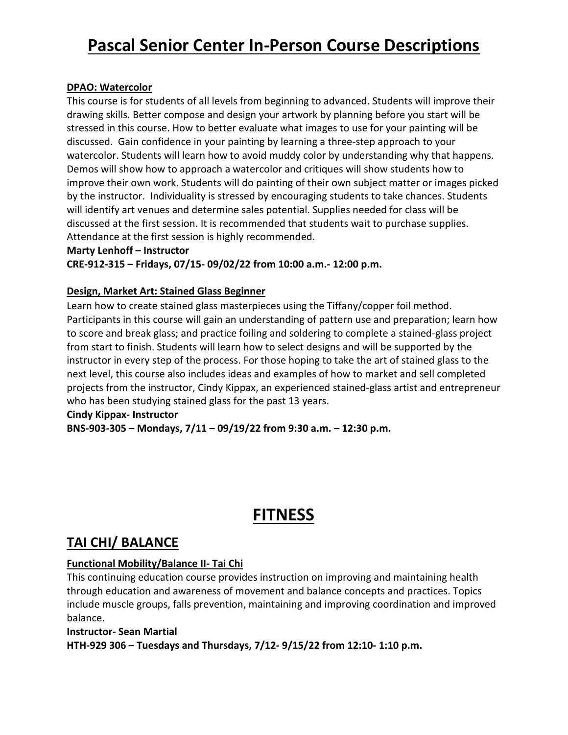# Pascal Senior Center In-Person Course Descriptions

### DPAO: Watercolor

This course is for students of all levels from beginning to advanced. Students will improve their drawing skills. Better compose and design your artwork by planning before you start will be stressed in this course. How to better evaluate what images to use for your painting will be discussed. Gain confidence in your painting by learning a three-step approach to your watercolor. Students will learn how to avoid muddy color by understanding why that happens. Demos will show how to approach a watercolor and critiques will show students how to improve their own work. Students will do painting of their own subject matter or images picked by the instructor. Individuality is stressed by encouraging students to take chances. Students will identify art venues and determine sales potential. Supplies needed for class will be discussed at the first session. It is recommended that students wait to purchase supplies. Attendance at the first session is highly recommended.

**Marty Lenhoff – Instructor**
**CRE-912-315 – Fridays, 07/15- 09/02/22 from 10:00 a.m.- 12:00 p.m.**

### Design, Market Art: Stained Glass Beginner

Learn how to create stained glass masterpieces using the Tiffany/copper foil method. Participants in this course will gain an understanding of pattern use and preparation; learn how to score and break glass; and practice foiling and soldering to complete a stained-glass project from start to finish. Students will learn how to select designs and will be supported by the instructor in every step of the process. For those hoping to take the art of stained glass to the next level, this course also includes ideas and examples of how to market and sell completed projects from the instructor, Cindy Kippax, an experienced stained-glass artist and entrepreneur who has been studying stained glass for the past 13 years.

**Cindy Kippax- Instructor**
**BNS-903-305 – Mondays, 7/11 – 09/19/22 from 9:30 a.m. – 12:30 p.m.**

# FITNESS

## TAI CHI/ BALANCE

### Functional Mobility/Balance II- Tai Chi

This continuing education course provides instruction on improving and maintaining health through education and awareness of movement and balance concepts and practices. Topics include muscle groups, falls prevention, maintaining and improving coordination and improved balance.

**Instructor- Sean Martial**
**HTH-929 306 – Tuesdays and Thursdays, 7/12- 9/15/22 from 12:10- 1:10 p.m.**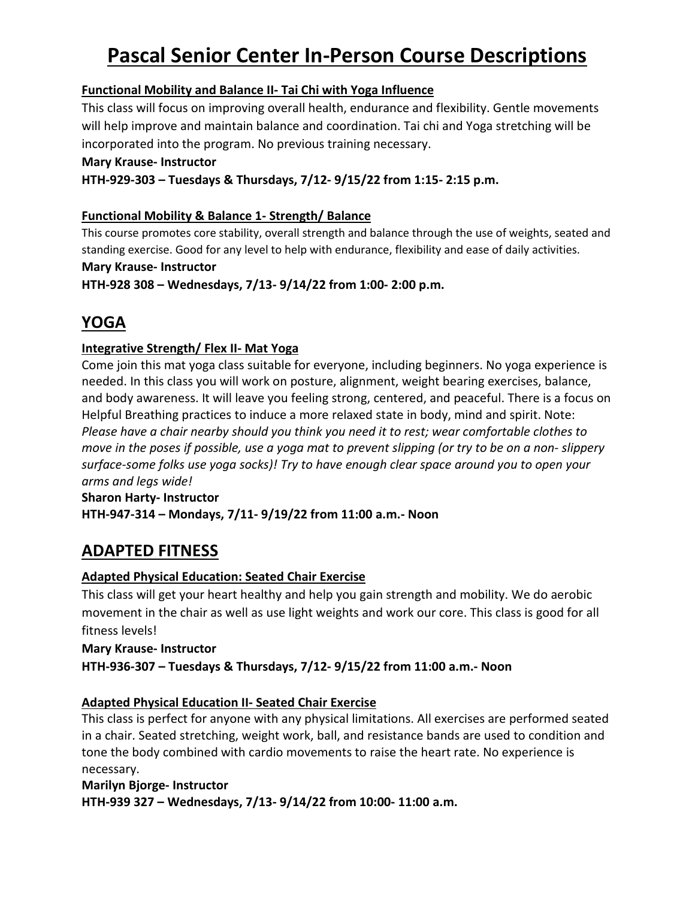# Pascal Senior Center In-Person Course Descriptions

### Functional Mobility and Balance II- Tai Chi with Yoga Influence

This class will focus on improving overall health, endurance and flexibility. Gentle movements will help improve and maintain balance and coordination. Tai chi and Yoga stretching will be incorporated into the program. No previous training necessary.

**Mary Krause- Instructor**

**HTH-929-303 – Tuesdays & Thursdays, 7/12- 9/15/22 from 1:15- 2:15 p.m.**

### Functional Mobility & Balance 1- Strength/ Balance

This course promotes core stability, overall strength and balance through the use of weights, seated and standing exercise. Good for any level to help with endurance, flexibility and ease of daily activities.

**Mary Krause- Instructor**

**HTH-928 308 – Wednesdays, 7/13- 9/14/22 from 1:00- 2:00 p.m.**

## YOGA

### Integrative Strength/ Flex II- Mat Yoga

Come join this mat yoga class suitable for everyone, including beginners. No yoga experience is needed. In this class you will work on posture, alignment, weight bearing exercises, balance, and body awareness. It will leave you feeling strong, centered, and peaceful. There is a focus on Helpful Breathing practices to induce a more relaxed state in body, mind and spirit. Note: *Please have a chair nearby should you think you need it to rest; wear comfortable clothes to move in the poses if possible, use a yoga mat to prevent slipping (or try to be on a non- slippery surface-some folks use yoga socks)! Try to have enough clear space around you to open your arms and legs wide!*

**Sharon Harty- Instructor**

**HTH-947-314 – Mondays, 7/11- 9/19/22 from 11:00 a.m.- Noon**

## ADAPTED FITNESS

### Adapted Physical Education: Seated Chair Exercise

This class will get your heart healthy and help you gain strength and mobility. We do aerobic movement in the chair as well as use light weights and work our core. This class is good for all fitness levels!

**Mary Krause- Instructor**

**HTH-936-307 – Tuesdays & Thursdays, 7/12- 9/15/22 from 11:00 a.m.- Noon**

### Adapted Physical Education II- Seated Chair Exercise

This class is perfect for anyone with any physical limitations. All exercises are performed seated in a chair. Seated stretching, weight work, ball, and resistance bands are used to condition and tone the body combined with cardio movements to raise the heart rate. No experience is necessary.

**Marilyn Bjorge- Instructor**

**HTH-939 327 – Wednesdays, 7/13- 9/14/22 from 10:00- 11:00 a.m.**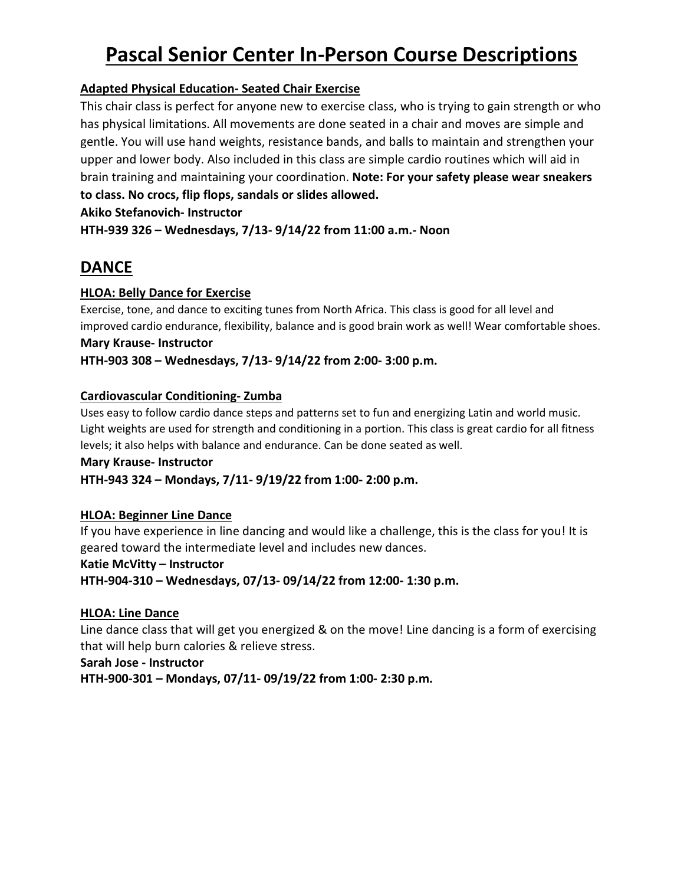# Pascal Senior Center In-Person Course Descriptions

### Adapted Physical Education- Seated Chair Exercise

This chair class is perfect for anyone new to exercise class, who is trying to gain strength or who has physical limitations. All movements are done seated in a chair and moves are simple and gentle. You will use hand weights, resistance bands, and balls to maintain and strengthen your upper and lower body. Also included in this class are simple cardio routines which will aid in brain training and maintaining your coordination. **Note: For your safety please wear sneakers to class. No crocs, flip flops, sandals or slides allowed.**

**Akiko Stefanovich- Instructor**

**HTH-939 326 – Wednesdays, 7/13- 9/14/22 from 11:00 a.m.- Noon**

## DANCE

### HLOA: Belly Dance for Exercise

Exercise, tone, and dance to exciting tunes from North Africa. This class is good for all level and improved cardio endurance, flexibility, balance and is good brain work as well! Wear comfortable shoes.

**Mary Krause- Instructor**

**HTH-903 308 – Wednesdays, 7/13- 9/14/22 from 2:00- 3:00 p.m.**

### Cardiovascular Conditioning- Zumba

Uses easy to follow cardio dance steps and patterns set to fun and energizing Latin and world music. Light weights are used for strength and conditioning in a portion. This class is great cardio for all fitness levels; it also helps with balance and endurance. Can be done seated as well.

**Mary Krause- Instructor**

**HTH-943 324 – Mondays, 7/11- 9/19/22 from 1:00- 2:00 p.m.**

### HLOA: Beginner Line Dance

If you have experience in line dancing and would like a challenge, this is the class for you! It is geared toward the intermediate level and includes new dances.

**Katie McVitty – Instructor**

**HTH-904-310 – Wednesdays, 07/13- 09/14/22 from 12:00- 1:30 p.m.**

### HLOA: Line Dance

Line dance class that will get you energized & on the move! Line dancing is a form of exercising that will help burn calories & relieve stress.

**Sarah Jose - Instructor**

**HTH-900-301 – Mondays, 07/11- 09/19/22 from 1:00- 2:30 p.m.**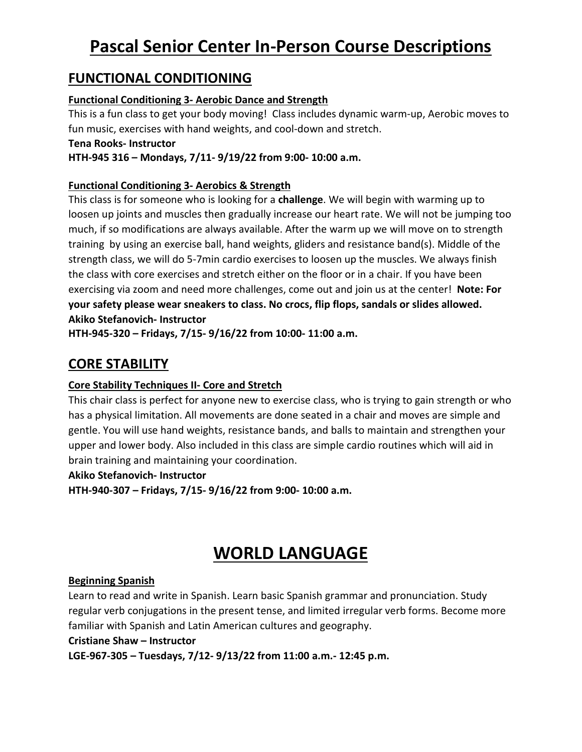# Pascal Senior Center In-Person Course Descriptions

## FUNCTIONAL CONDITIONING

### Functional Conditioning 3- Aerobic Dance and Strength

This is a fun class to get your body moving! Class includes dynamic warm-up, Aerobic moves to fun music, exercises with hand weights, and cool-down and stretch.

**Tena Rooks- Instructor**

**HTH-945 316 – Mondays, 7/11- 9/19/22 from 9:00- 10:00 a.m.**

### Functional Conditioning 3- Aerobics & Strength

This class is for someone who is looking for a **challenge**. We will begin with warming up to loosen up joints and muscles then gradually increase our heart rate. We will not be jumping too much, if so modifications are always available. After the warm up we will move on to strength training by using an exercise ball, hand weights, gliders and resistance band(s). Middle of the strength class, we will do 5-7min cardio exercises to loosen up the muscles. We always finish the class with core exercises and stretch either on the floor or in a chair. If you have been exercising via zoom and need more challenges, come out and join us at the center! **Note: For your safety please wear sneakers to class. No crocs, flip flops, sandals or slides allowed.**

**Akiko Stefanovich- Instructor**

**HTH-945-320 – Fridays, 7/15- 9/16/22 from 10:00- 11:00 a.m.**

## CORE STABILITY

### Core Stability Techniques II- Core and Stretch

This chair class is perfect for anyone new to exercise class, who is trying to gain strength or who has a physical limitation. All movements are done seated in a chair and moves are simple and gentle. You will use hand weights, resistance bands, and balls to maintain and strengthen your upper and lower body. Also included in this class are simple cardio routines which will aid in brain training and maintaining your coordination.

**Akiko Stefanovich- Instructor**

**HTH-940-307 – Fridays, 7/15- 9/16/22 from 9:00- 10:00 a.m.**

# WORLD LANGUAGE

### Beginning Spanish

Learn to read and write in Spanish. Learn basic Spanish grammar and pronunciation. Study regular verb conjugations in the present tense, and limited irregular verb forms. Become more familiar with Spanish and Latin American cultures and geography.

**Cristiane Shaw – Instructor**

**LGE-967-305 – Tuesdays, 7/12- 9/13/22 from 11:00 a.m.- 12:45 p.m.**